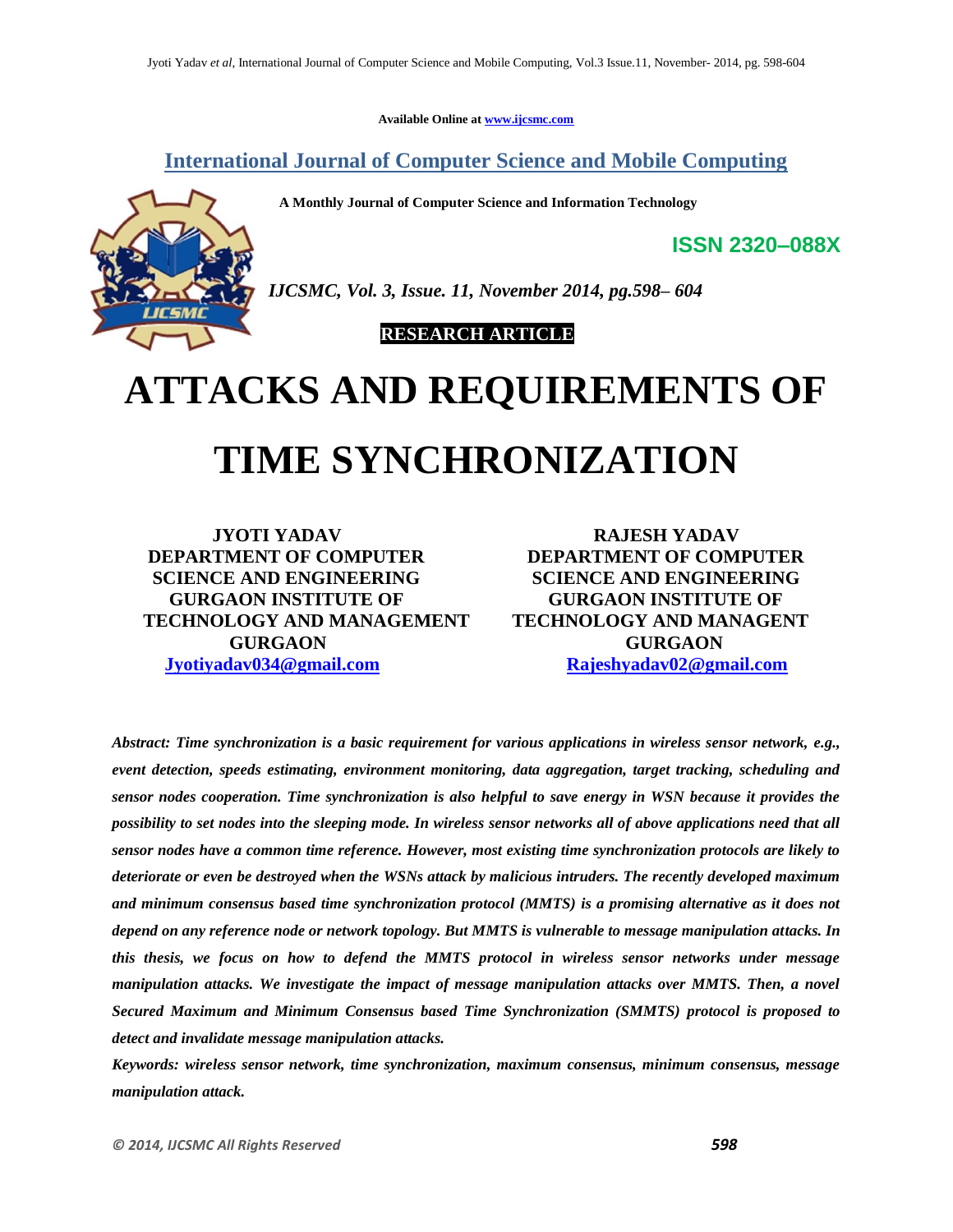Available Online at www.ijcsmc.com

## International Journal of Computer Science and Mobile Computing

**A Monthly Journal of Computer Science and Information Technology**

**ISSN 2320–088X**

*IJCSMC, Vol. 3, Issue. 11, November 2014, pg.598– 604*

**RESEARCH ARTICLE**

# ATTACKS AND REQUIREMENTS OF TIME SYNCHRONIZATION

**JYOTI YADAV**
**DEPARTMENT OF COMPUTER SCIENCE AND ENGINEERING**
**GURGAON INSTITUTE OF TECHNOLOGY AND MANAGEMENT**
**GURGAON**
**Jyotiyadav034@gmail.com**

**RAJESH YADAV**
**DEPARTMENT OF COMPUTER SCIENCE AND ENGINEERING**
**GURGAON INSTITUTE OF TECHNOLOGY AND MANAGENT**
**GURGAON**
**Rajeshyadav02@gmail.com**

***Abstract: Time synchronization is a basic requirement for various applications in wireless sensor network, e.g., event detection, speeds estimating, environment monitoring, data aggregation, target tracking, scheduling and sensor nodes cooperation. Time synchronization is also helpful to save energy in WSN because it provides the possibility to set nodes into the sleeping mode. In wireless sensor networks all of above applications need that all sensor nodes have a common time reference. However, most existing time synchronization protocols are likely to deteriorate or even be destroyed when the WSNs attack by malicious intruders. The recently developed maximum and minimum consensus based time synchronization protocol (MMTS) is a promising alternative as it does not depend on any reference node or network topology. But MMTS is vulnerable to message manipulation attacks. In this thesis, we focus on how to defend the MMTS protocol in wireless sensor networks under message manipulation attacks. We investigate the impact of message manipulation attacks over MMTS. Then, a novel Secured Maximum and Minimum Consensus based Time Synchronization (SMMTS) protocol is proposed to detect and invalidate message manipulation attacks.***

***Keywords: wireless sensor network, time synchronization, maximum consensus, minimum consensus, message manipulation attack.***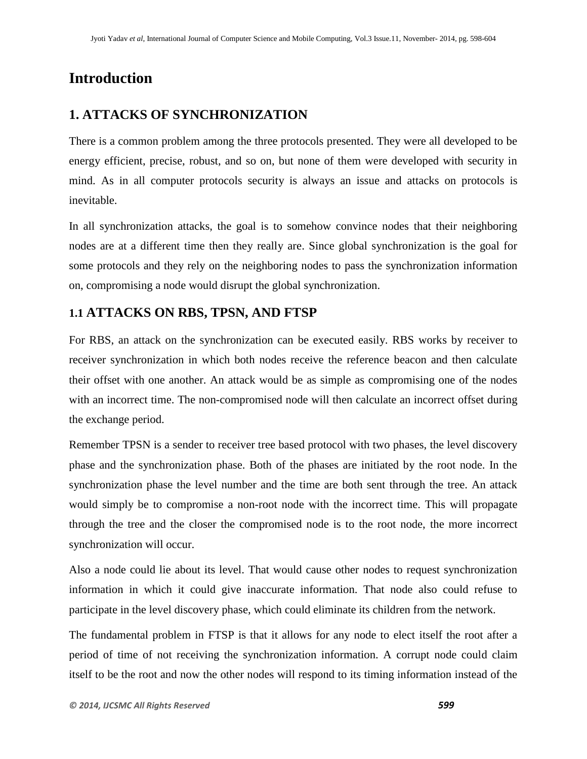# Introduction

## 1. ATTACKS OF SYNCHRONIZATION

There is a common problem among the three protocols presented. They were all developed to be energy efficient, precise, robust, and so on, but none of them were developed with security in mind. As in all computer protocols security is always an issue and attacks on protocols is inevitable.

In all synchronization attacks, the goal is to somehow convince nodes that their neighboring nodes are at a different time then they really are. Since global synchronization is the goal for some protocols and they rely on the neighboring nodes to pass the synchronization information on, compromising a node would disrupt the global synchronization.

### 1.1 ATTACKS ON RBS, TPSN, AND FTSP

For RBS, an attack on the synchronization can be executed easily. RBS works by receiver to receiver synchronization in which both nodes receive the reference beacon and then calculate their offset with one another. An attack would be as simple as compromising one of the nodes with an incorrect time. The non-compromised node will then calculate an incorrect offset during the exchange period.

Remember TPSN is a sender to receiver tree based protocol with two phases, the level discovery phase and the synchronization phase. Both of the phases are initiated by the root node. In the synchronization phase the level number and the time are both sent through the tree. An attack would simply be to compromise a non-root node with the incorrect time. This will propagate through the tree and the closer the compromised node is to the root node, the more incorrect synchronization will occur.

Also a node could lie about its level. That would cause other nodes to request synchronization information in which it could give inaccurate information. That node also could refuse to participate in the level discovery phase, which could eliminate its children from the network.

The fundamental problem in FTSP is that it allows for any node to elect itself the root after a period of time of not receiving the synchronization information. A corrupt node could claim itself to be the root and now the other nodes will respond to its timing information instead of the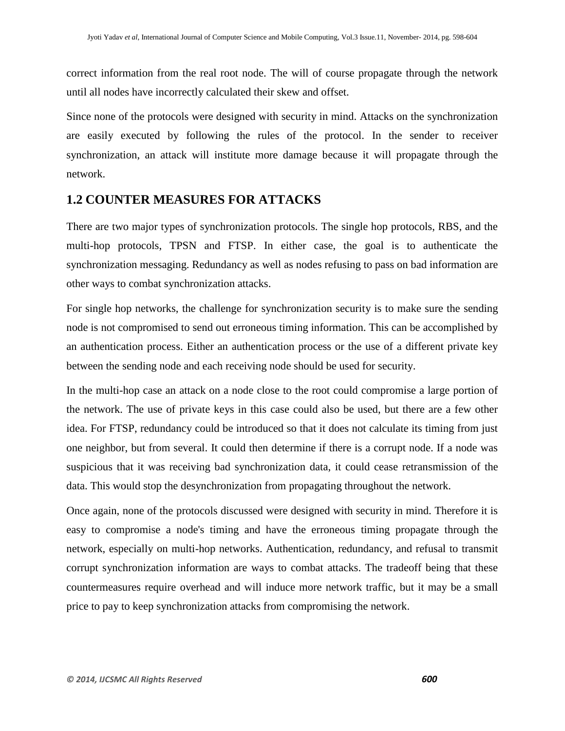correct information from the real root node. The will of course propagate through the network until all nodes have incorrectly calculated their skew and offset.

Since none of the protocols were designed with security in mind. Attacks on the synchronization are easily executed by following the rules of the protocol. In the sender to receiver synchronization, an attack will institute more damage because it will propagate through the network.

## 1.2 COUNTER MEASURES FOR ATTACKS

There are two major types of synchronization protocols. The single hop protocols, RBS, and the multi-hop protocols, TPSN and FTSP. In either case, the goal is to authenticate the synchronization messaging. Redundancy as well as nodes refusing to pass on bad information are other ways to combat synchronization attacks.

For single hop networks, the challenge for synchronization security is to make sure the sending node is not compromised to send out erroneous timing information. This can be accomplished by an authentication process. Either an authentication process or the use of a different private key between the sending node and each receiving node should be used for security.

In the multi-hop case an attack on a node close to the root could compromise a large portion of the network. The use of private keys in this case could also be used, but there are a few other idea. For FTSP, redundancy could be introduced so that it does not calculate its timing from just one neighbor, but from several. It could then determine if there is a corrupt node. If a node was suspicious that it was receiving bad synchronization data, it could cease retransmission of the data. This would stop the desynchronization from propagating throughout the network.

Once again, none of the protocols discussed were designed with security in mind. Therefore it is easy to compromise a node's timing and have the erroneous timing propagate through the network, especially on multi-hop networks. Authentication, redundancy, and refusal to transmit corrupt synchronization information are ways to combat attacks. The tradeoff being that these countermeasures require overhead and will induce more network traffic, but it may be a small price to pay to keep synchronization attacks from compromising the network.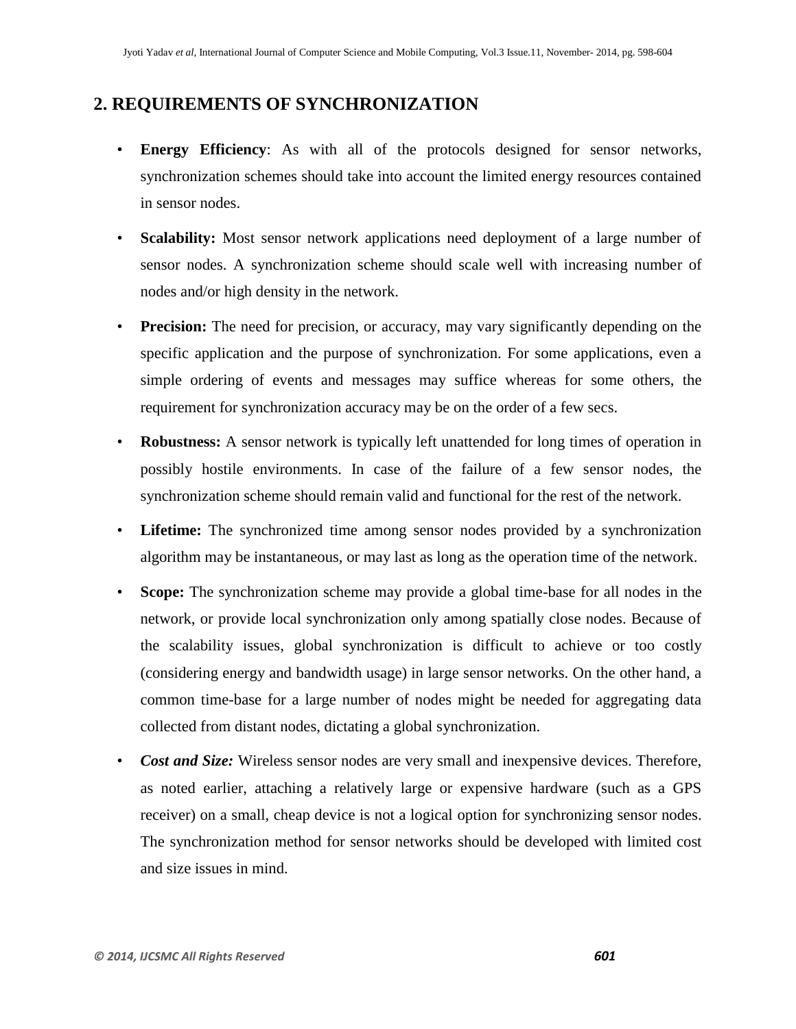## 2. REQUIREMENTS OF SYNCHRONIZATION

- **Energy Efficiency**: As with all of the protocols designed for sensor networks, synchronization schemes should take into account the limited energy resources contained in sensor nodes.
- **Scalability:** Most sensor network applications need deployment of a large number of sensor nodes. A synchronization scheme should scale well with increasing number of nodes and/or high density in the network.
- **Precision:** The need for precision, or accuracy, may vary significantly depending on the specific application and the purpose of synchronization. For some applications, even a simple ordering of events and messages may suffice whereas for some others, the requirement for synchronization accuracy may be on the order of a few secs.
- **Robustness:** A sensor network is typically left unattended for long times of operation in possibly hostile environments. In case of the failure of a few sensor nodes, the synchronization scheme should remain valid and functional for the rest of the network.
- **Lifetime:** The synchronized time among sensor nodes provided by a synchronization algorithm may be instantaneous, or may last as long as the operation time of the network.
- **Scope:** The synchronization scheme may provide a global time-base for all nodes in the network, or provide local synchronization only among spatially close nodes. Because of the scalability issues, global synchronization is difficult to achieve or too costly (considering energy and bandwidth usage) in large sensor networks. On the other hand, a common time-base for a large number of nodes might be needed for aggregating data collected from distant nodes, dictating a global synchronization.
- ***Cost and Size:*** Wireless sensor nodes are very small and inexpensive devices. Therefore, as noted earlier, attaching a relatively large or expensive hardware (such as a GPS receiver) on a small, cheap device is not a logical option for synchronizing sensor nodes. The synchronization method for sensor networks should be developed with limited cost and size issues in mind.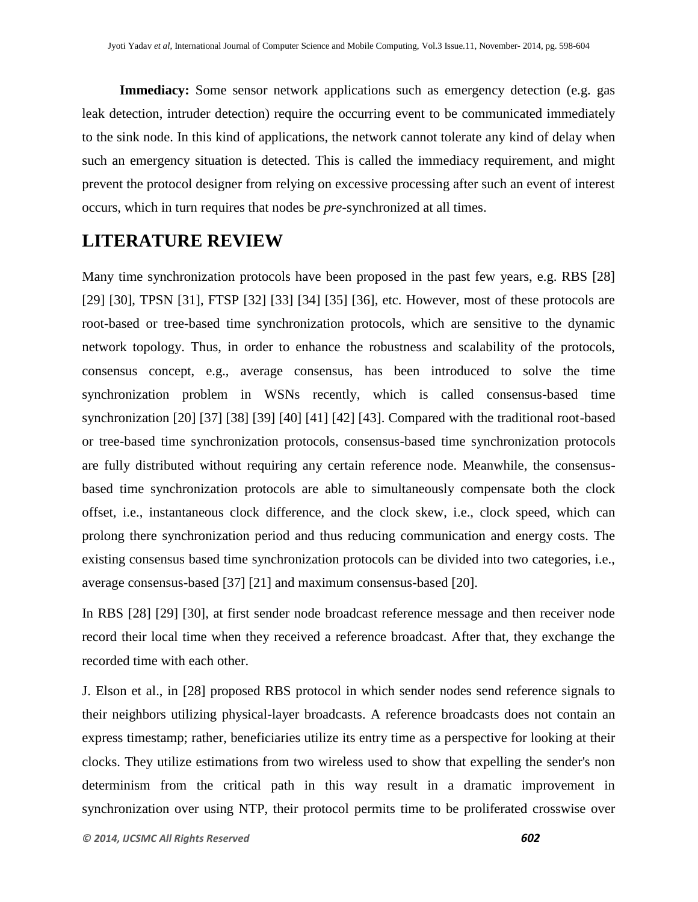**Immediacy:** Some sensor network applications such as emergency detection (e.g. gas leak detection, intruder detection) require the occurring event to be communicated immediately to the sink node. In this kind of applications, the network cannot tolerate any kind of delay when such an emergency situation is detected. This is called the immediacy requirement, and might prevent the protocol designer from relying on excessive processing after such an event of interest occurs, which in turn requires that nodes be *pre*-synchronized at all times.

## LITERATURE REVIEW

Many time synchronization protocols have been proposed in the past few years, e.g. RBS [28] [29] [30], TPSN [31], FTSP [32] [33] [34] [35] [36], etc. However, most of these protocols are root-based or tree-based time synchronization protocols, which are sensitive to the dynamic network topology. Thus, in order to enhance the robustness and scalability of the protocols, consensus concept, e.g., average consensus, has been introduced to solve the time synchronization problem in WSNs recently, which is called consensus-based time synchronization [20] [37] [38] [39] [40] [41] [42] [43]. Compared with the traditional root-based or tree-based time synchronization protocols, consensus-based time synchronization protocols are fully distributed without requiring any certain reference node. Meanwhile, the consensus-based time synchronization protocols are able to simultaneously compensate both the clock offset, i.e., instantaneous clock difference, and the clock skew, i.e., clock speed, which can prolong there synchronization period and thus reducing communication and energy costs. The existing consensus based time synchronization protocols can be divided into two categories, i.e., average consensus-based [37] [21] and maximum consensus-based [20].

In RBS [28] [29] [30], at first sender node broadcast reference message and then receiver node record their local time when they received a reference broadcast. After that, they exchange the recorded time with each other.

J. Elson et al., in [28] proposed RBS protocol in which sender nodes send reference signals to their neighbors utilizing physical-layer broadcasts. A reference broadcasts does not contain an express timestamp; rather, beneficiaries utilize its entry time as a perspective for looking at their clocks. They utilize estimations from two wireless used to show that expelling the sender's non determinism from the critical path in this way result in a dramatic improvement in synchronization over using NTP, their protocol permits time to be proliferated crosswise over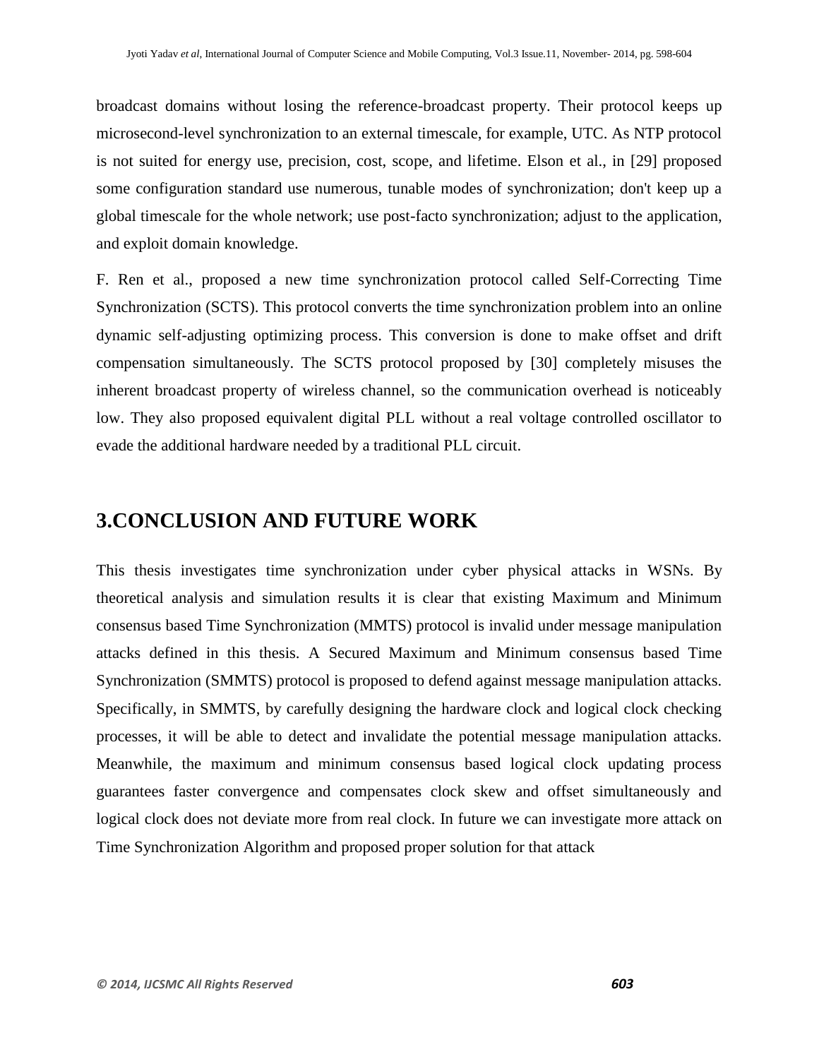broadcast domains without losing the reference-broadcast property. Their protocol keeps up microsecond-level synchronization to an external timescale, for example, UTC. As NTP protocol is not suited for energy use, precision, cost, scope, and lifetime. Elson et al., in [29] proposed some configuration standard use numerous, tunable modes of synchronization; don't keep up a global timescale for the whole network; use post-facto synchronization; adjust to the application, and exploit domain knowledge.

F. Ren et al., proposed a new time synchronization protocol called Self-Correcting Time Synchronization (SCTS). This protocol converts the time synchronization problem into an online dynamic self-adjusting optimizing process. This conversion is done to make offset and drift compensation simultaneously. The SCTS protocol proposed by [30] completely misuses the inherent broadcast property of wireless channel, so the communication overhead is noticeably low. They also proposed equivalent digital PLL without a real voltage controlled oscillator to evade the additional hardware needed by a traditional PLL circuit.

## 3.CONCLUSION AND FUTURE WORK

This thesis investigates time synchronization under cyber physical attacks in WSNs. By theoretical analysis and simulation results it is clear that existing Maximum and Minimum consensus based Time Synchronization (MMTS) protocol is invalid under message manipulation attacks defined in this thesis. A Secured Maximum and Minimum consensus based Time Synchronization (SMMTS) protocol is proposed to defend against message manipulation attacks. Specifically, in SMMTS, by carefully designing the hardware clock and logical clock checking processes, it will be able to detect and invalidate the potential message manipulation attacks. Meanwhile, the maximum and minimum consensus based logical clock updating process guarantees faster convergence and compensates clock skew and offset simultaneously and logical clock does not deviate more from real clock. In future we can investigate more attack on Time Synchronization Algorithm and proposed proper solution for that attack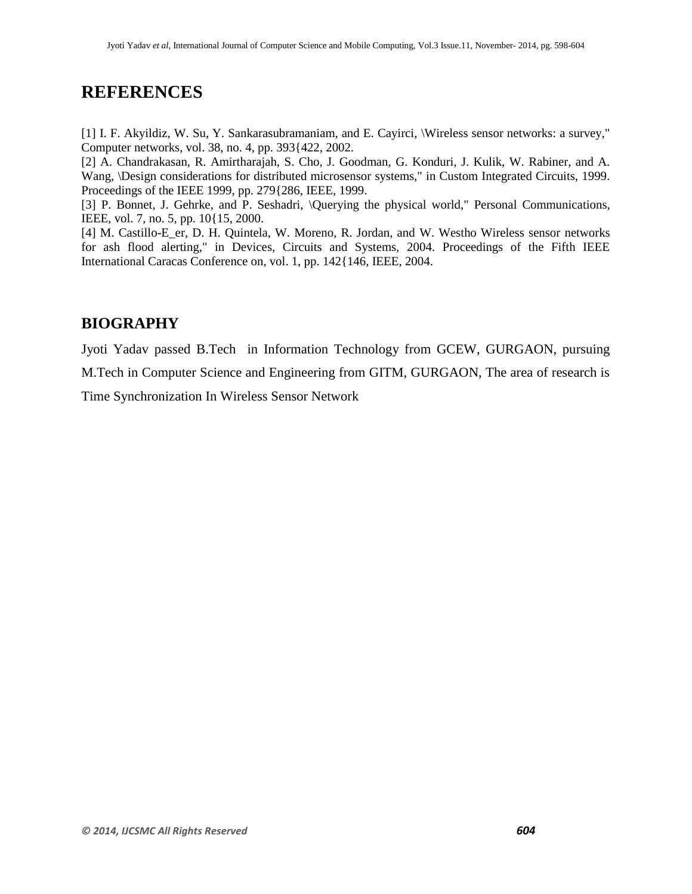# REFERENCES

[1] I. F. Akyildiz, W. Su, Y. Sankarasubramaniam, and E. Cayirci, \Wireless sensor networks: a survey," Computer networks, vol. 38, no. 4, pp. 393{422, 2002.
[2] A. Chandrakasan, R. Amirtharajah, S. Cho, J. Goodman, G. Konduri, J. Kulik, W. Rabiner, and A. Wang, \Design considerations for distributed microsensor systems," in Custom Integrated Circuits, 1999. Proceedings of the IEEE 1999, pp. 279{286, IEEE, 1999.
[3] P. Bonnet, J. Gehrke, and P. Seshadri, \Querying the physical world," Personal Communications, IEEE, vol. 7, no. 5, pp. 10{15, 2000.
[4] M. Castillo-E_er, D. H. Quintela, W. Moreno, R. Jordan, and W. Westho Wireless sensor networks for ash flood alerting," in Devices, Circuits and Systems, 2004. Proceedings of the Fifth IEEE International Caracas Conference on, vol. 1, pp. 142{146, IEEE, 2004.

## BIOGRAPHY

Jyoti Yadav passed B.Tech in Information Technology from GCEW, GURGAON, pursuing M.Tech in Computer Science and Engineering from GITM, GURGAON, The area of research is Time Synchronization In Wireless Sensor Network